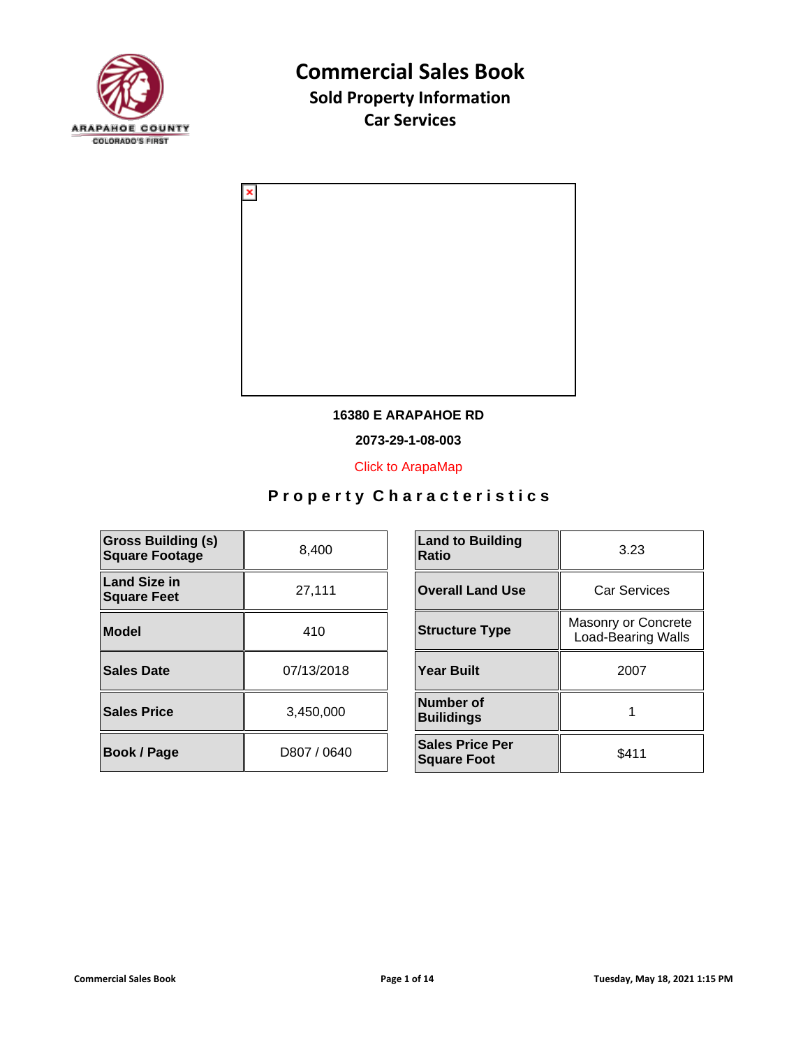# Commercial Sales Book

## Sold Property Information

## Car Services

**16380 E ARAPAHOE RD**

**2073-29-1-08-003**

Click to ArapaMap

### Property Characteristics

| | |
|---|---|
| **Gross Building (s) Square Footage** | 8,400 |
| **Land Size in Square Feet** | 27,111 |
| **Model** | 410 |
| **Sales Date** | 07/13/2018 |
| **Sales Price** | 3,450,000 |
| **Book / Page** | D807 / 0640 |

| | |
|---|---|
| **Land to Building Ratio** | 3.23 |
| **Overall Land Use** | Car Services |
| **Structure Type** | Masonry or Concrete Load-Bearing Walls |
| **Year Built** | 2007 |
| **Number of Builidings** | 1 |
| **Sales Price Per Square Foot** | $411 |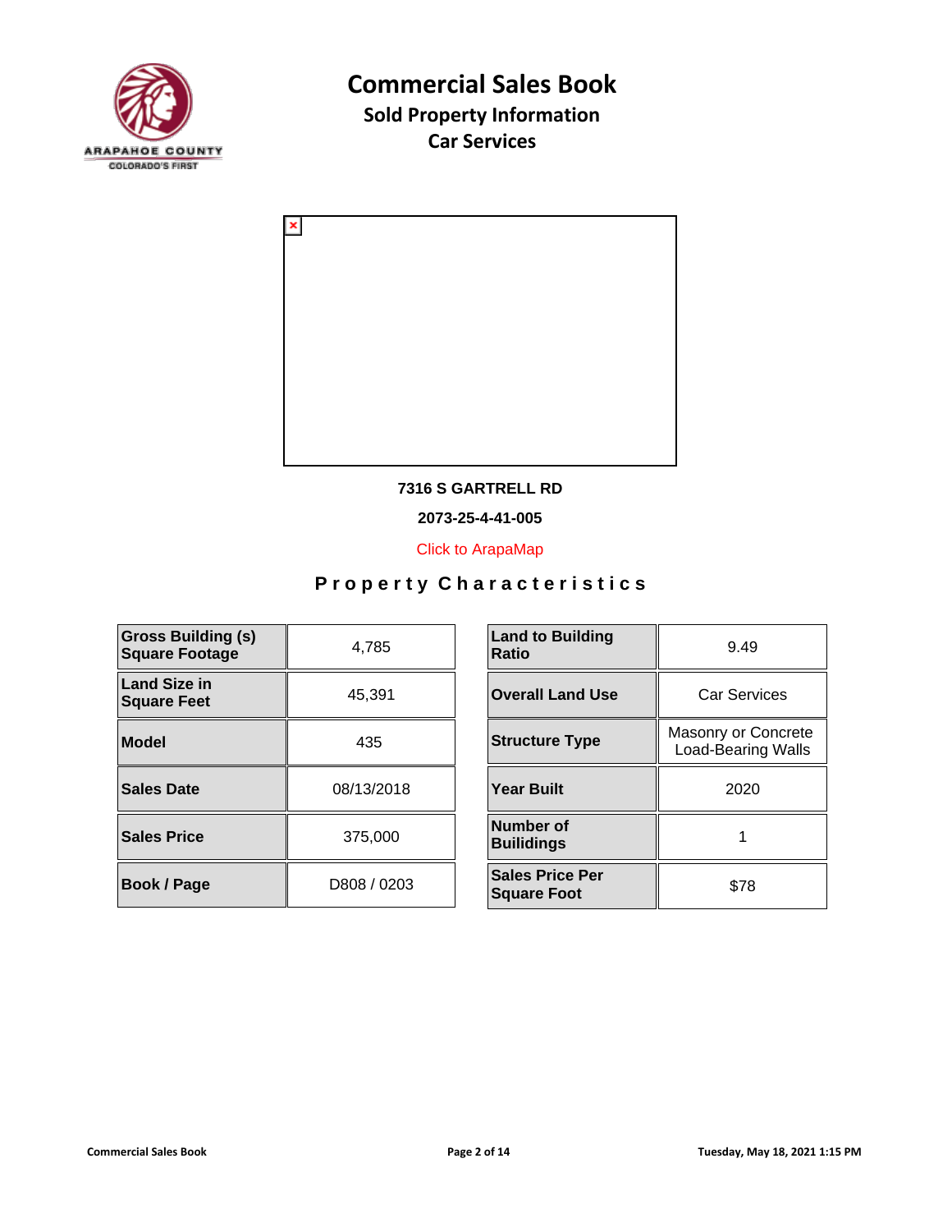# Commercial Sales Book

## Sold Property Information

## Car Services

**7316 S GARTRELL RD**

**2073-25-4-41-005**

Click to ArapaMap

## Property Characteristics

| | |
|---|---|
| **Gross Building (s) Square Footage** | 4,785 |
| **Land Size in Square Feet** | 45,391 |
| **Model** | 435 |
| **Sales Date** | 08/13/2018 |
| **Sales Price** | 375,000 |
| **Book / Page** | D808 / 0203 |

| | |
|---|---|
| **Land to Building Ratio** | 9.49 |
| **Overall Land Use** | Car Services |
| **Structure Type** | Masonry or Concrete Load-Bearing Walls |
| **Year Built** | 2020 |
| **Number of Builidings** | 1 |
| **Sales Price Per Square Foot** | $78 |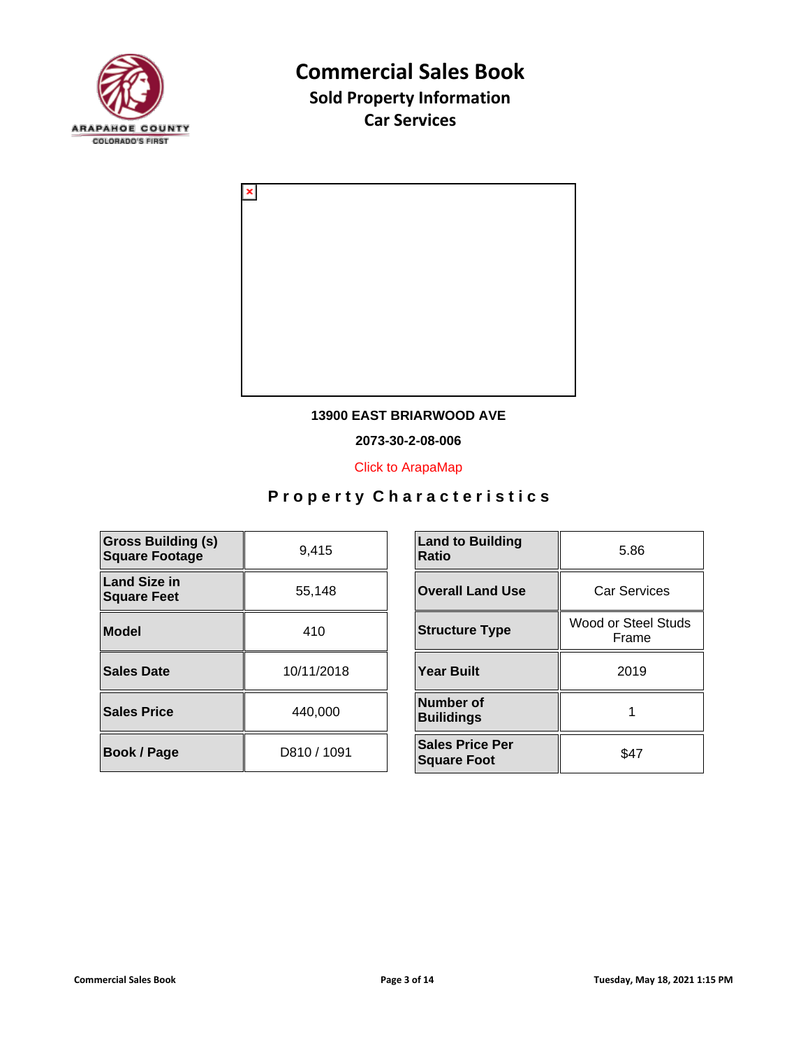# Commercial Sales Book

## Sold Property Information

## Car Services

**13900 EAST BRIARWOOD AVE**

**2073-30-2-08-006**

Click to ArapaMap

### Property Characteristics

| Field | Value |
|---|---|
| **Gross Building (s) Square Footage** | 9,415 |
| **Land Size in Square Feet** | 55,148 |
| **Model** | 410 |
| **Sales Date** | 10/11/2018 |
| **Sales Price** | 440,000 |
| **Book / Page** | D810 / 1091 |

| Field | Value |
|---|---|
| **Land to Building Ratio** | 5.86 |
| **Overall Land Use** | Car Services |
| **Structure Type** | Wood or Steel Studs Frame |
| **Year Built** | 2019 |
| **Number of Builidings** | 1 |
| **Sales Price Per Square Foot** | $47 |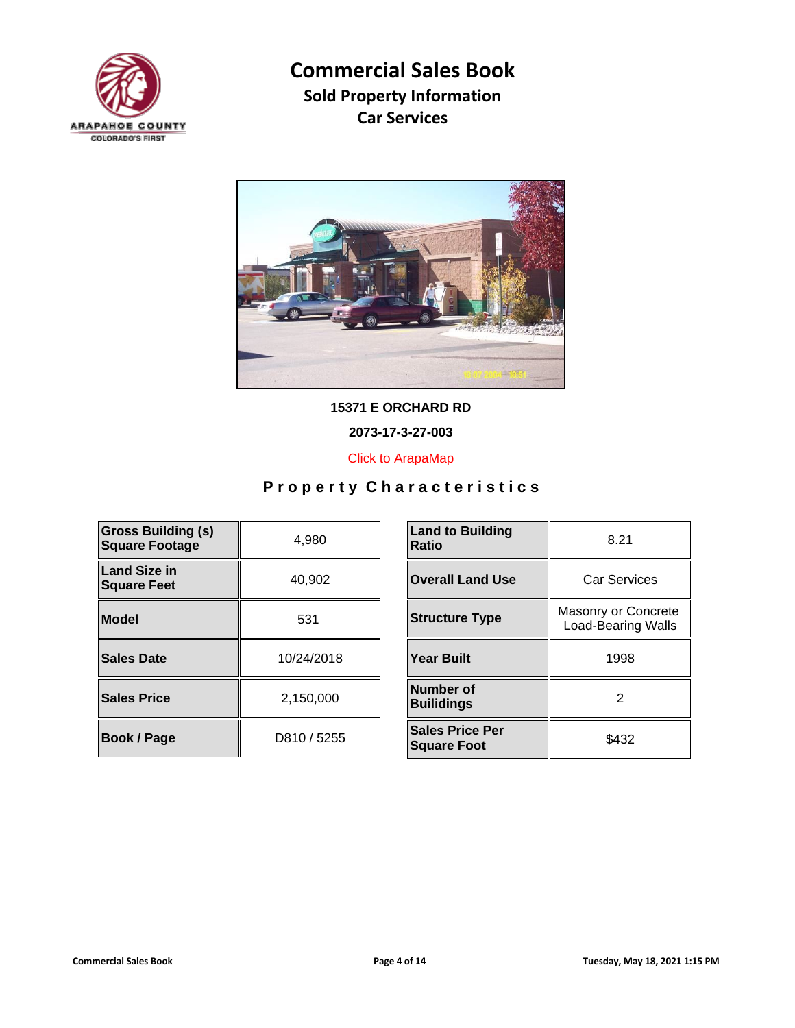# Commercial Sales Book

## Sold Property Information

## Car Services

**15371 E ORCHARD RD**

**2073-17-3-27-003**

Click to ArapaMap

## Property Characteristics

| | |
|---|---|
| **Gross Building (s) Square Footage** | 4,980 |
| **Land Size in Square Feet** | 40,902 |
| **Model** | 531 |
| **Sales Date** | 10/24/2018 |
| **Sales Price** | 2,150,000 |
| **Book / Page** | D810 / 5255 |

| | |
|---|---|
| **Land to Building Ratio** | 8.21 |
| **Overall Land Use** | Car Services |
| **Structure Type** | Masonry or Concrete Load-Bearing Walls |
| **Year Built** | 1998 |
| **Number of Builidings** | 2 |
| **Sales Price Per Square Foot** | $432 |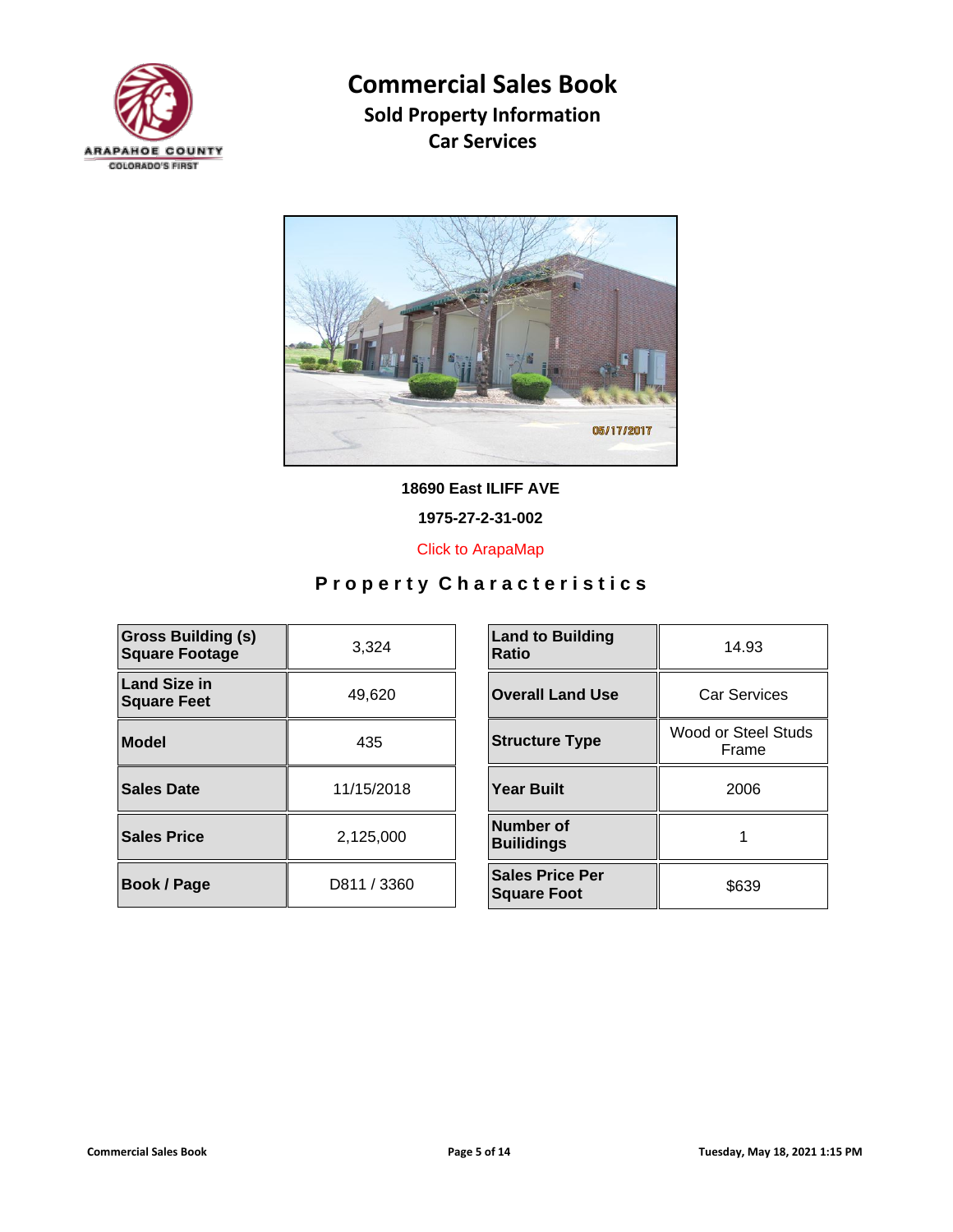# Commercial Sales Book

## Sold Property Information

## Car Services

**18690 East ILIFF AVE**

**1975-27-2-31-002**

Click to ArapaMap

## Property Characteristics

| | |
|---|---|
| **Gross Building (s) Square Footage** | 3,324 |
| **Land Size in Square Feet** | 49,620 |
| **Model** | 435 |
| **Sales Date** | 11/15/2018 |
| **Sales Price** | 2,125,000 |
| **Book / Page** | D811 / 3360 |

| | |
|---|---|
| **Land to Building Ratio** | 14.93 |
| **Overall Land Use** | Car Services |
| **Structure Type** | Wood or Steel Studs Frame |
| **Year Built** | 2006 |
| **Number of Builidings** | 1 |
| **Sales Price Per Square Foot** | $639 |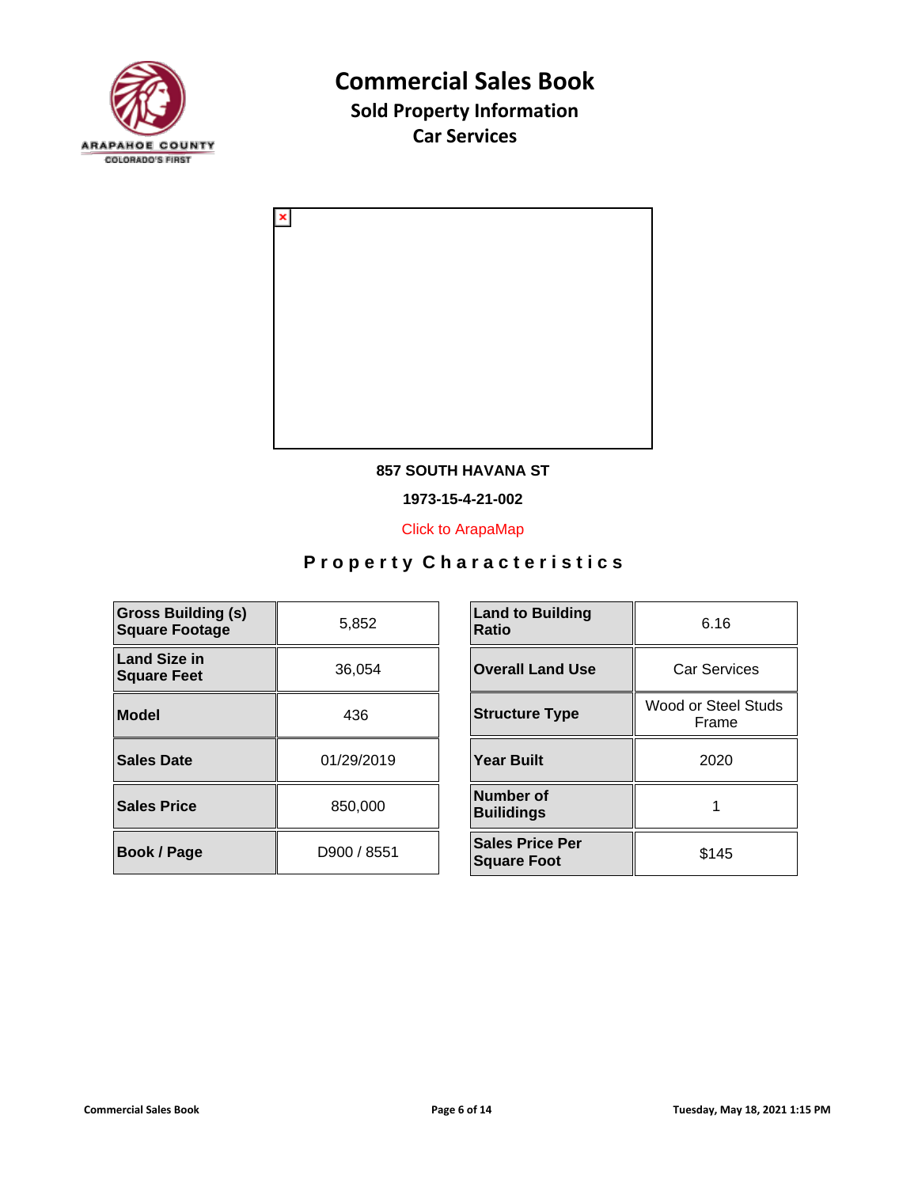ARAPAHOE COUNTY
COLORADO'S FIRST

# Commercial Sales Book

## Sold Property Information

## Car Services

**857 SOUTH HAVANA ST**

**1973-15-4-21-002**

Click to ArapaMap

### Property Characteristics

| | |
|---|---|
| **Gross Building (s) Square Footage** | 5,852 |
| **Land Size in Square Feet** | 36,054 |
| **Model** | 436 |
| **Sales Date** | 01/29/2019 |
| **Sales Price** | 850,000 |
| **Book / Page** | D900 / 8551 |

| | |
|---|---|
| **Land to Building Ratio** | 6.16 |
| **Overall Land Use** | Car Services |
| **Structure Type** | Wood or Steel Studs Frame |
| **Year Built** | 2020 |
| **Number of Builidings** | 1 |
| **Sales Price Per Square Foot** | $145 |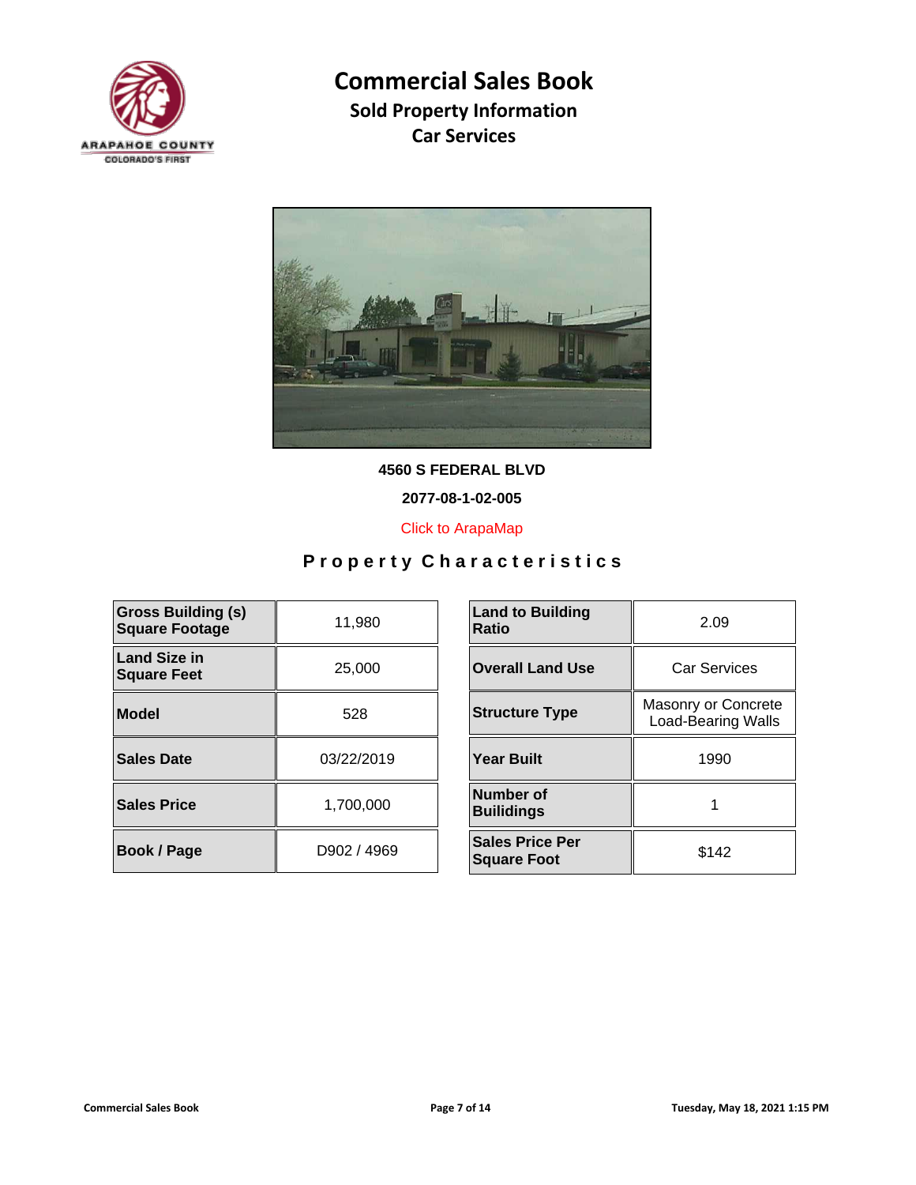# Commercial Sales Book

## Sold Property Information

## Car Services

**4560 S FEDERAL BLVD**

**2077-08-1-02-005**

Click to ArapaMap

### Property Characteristics

| | | | |
|---|---|---|---|
| **Gross Building (s) Square Footage** | 11,980 | **Land to Building Ratio** | 2.09 |
| **Land Size in Square Feet** | 25,000 | **Overall Land Use** | Car Services |
| **Model** | 528 | **Structure Type** | Masonry or Concrete Load-Bearing Walls |
| **Sales Date** | 03/22/2019 | **Year Built** | 1990 |
| **Sales Price** | 1,700,000 | **Number of Builidings** | 1 |
| **Book / Page** | D902 / 4969 | **Sales Price Per Square Foot** | $142 |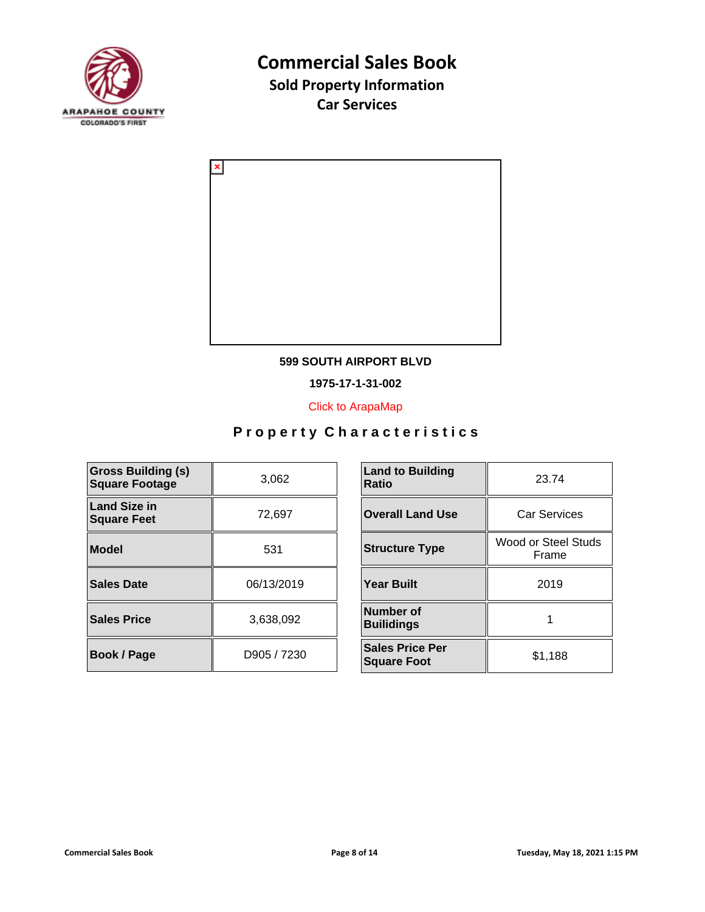# Commercial Sales Book

## Sold Property Information

## Car Services

**599 SOUTH AIRPORT BLVD**

**1975-17-1-31-002**

Click to ArapaMap

## Property Characteristics

| | |
|---|---|
| **Gross Building (s) Square Footage** | 3,062 |
| **Land Size in Square Feet** | 72,697 |
| **Model** | 531 |
| **Sales Date** | 06/13/2019 |
| **Sales Price** | 3,638,092 |
| **Book / Page** | D905 / 7230 |

| | |
|---|---|
| **Land to Building Ratio** | 23.74 |
| **Overall Land Use** | Car Services |
| **Structure Type** | Wood or Steel Studs Frame |
| **Year Built** | 2019 |
| **Number of Builidings** | 1 |
| **Sales Price Per Square Foot** | $1,188 |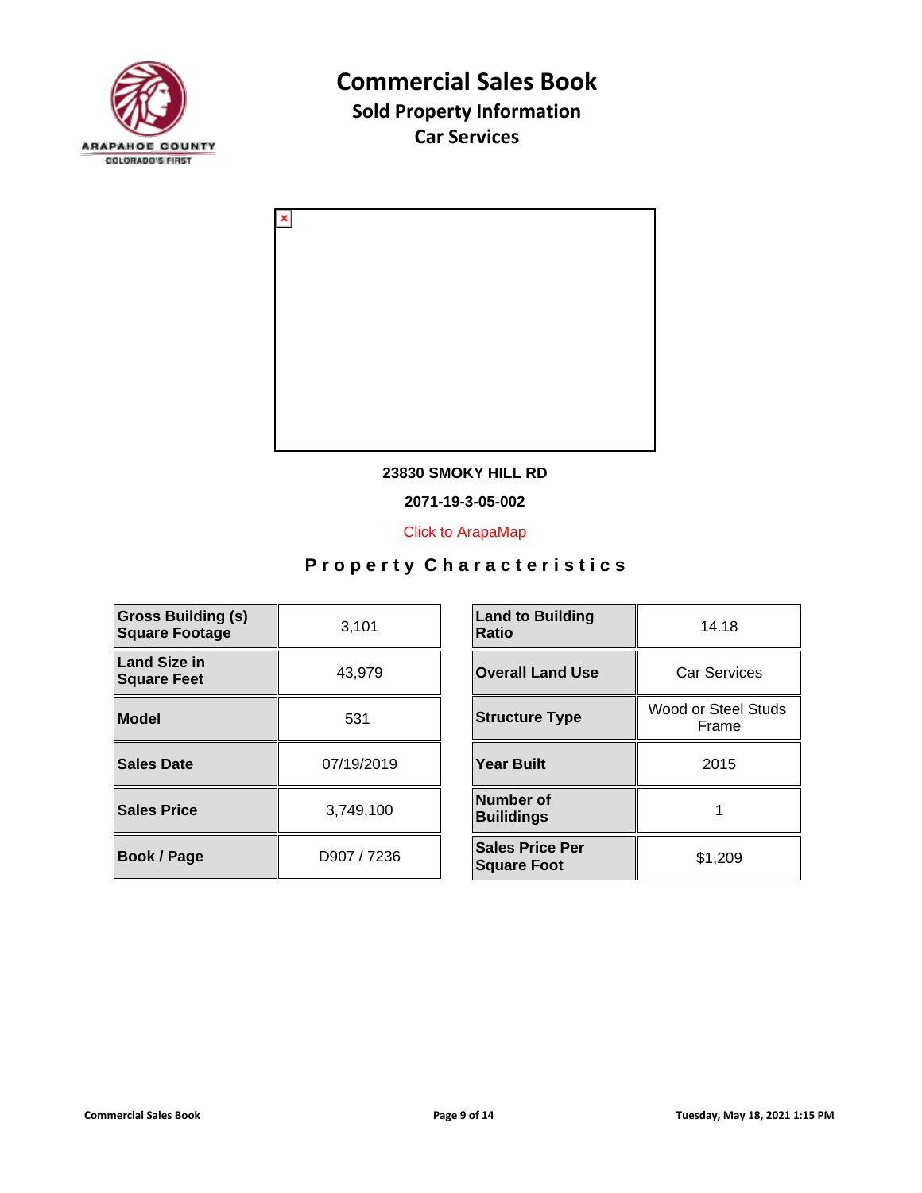# Commercial Sales Book

## Sold Property Information

## Car Services

**23830 SMOKY HILL RD**

**2071-19-3-05-002**

Click to ArapaMap

### Property Characteristics

| Field | Value | Field | Value |
|---|---|---|---|
| **Gross Building (s) Square Footage** | 3,101 | **Land to Building Ratio** | 14.18 |
| **Land Size in Square Feet** | 43,979 | **Overall Land Use** | Car Services |
| **Model** | 531 | **Structure Type** | Wood or Steel Studs Frame |
| **Sales Date** | 07/19/2019 | **Year Built** | 2015 |
| **Sales Price** | 3,749,100 | **Number of Builidings** | 1 |
| **Book / Page** | D907 / 7236 | **Sales Price Per Square Foot** | $1,209 |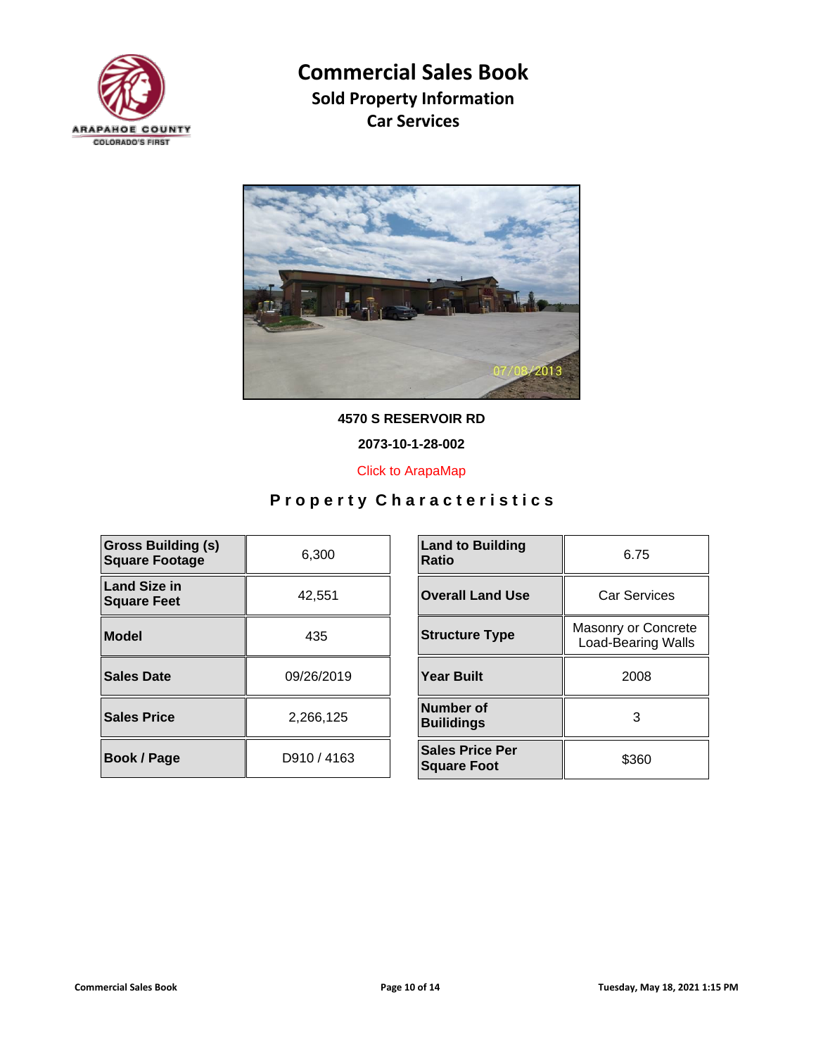# Commercial Sales Book

## Sold Property Information

## Car Services

**4570 S RESERVOIR RD**

**2073-10-1-28-002**

Click to ArapaMap

### Property Characteristics

| | | | | |
|---|---|---|---|---|
| **Gross Building (s) Square Footage** | 6,300 | | **Land to Building Ratio** | 6.75 |
| **Land Size in Square Feet** | 42,551 | | **Overall Land Use** | Car Services |
| **Model** | 435 | | **Structure Type** | Masonry or Concrete Load-Bearing Walls |
| **Sales Date** | 09/26/2019 | | **Year Built** | 2008 |
| **Sales Price** | 2,266,125 | | **Number of Builidings** | 3 |
| **Book / Page** | D910 / 4163 | | **Sales Price Per Square Foot** | $360 |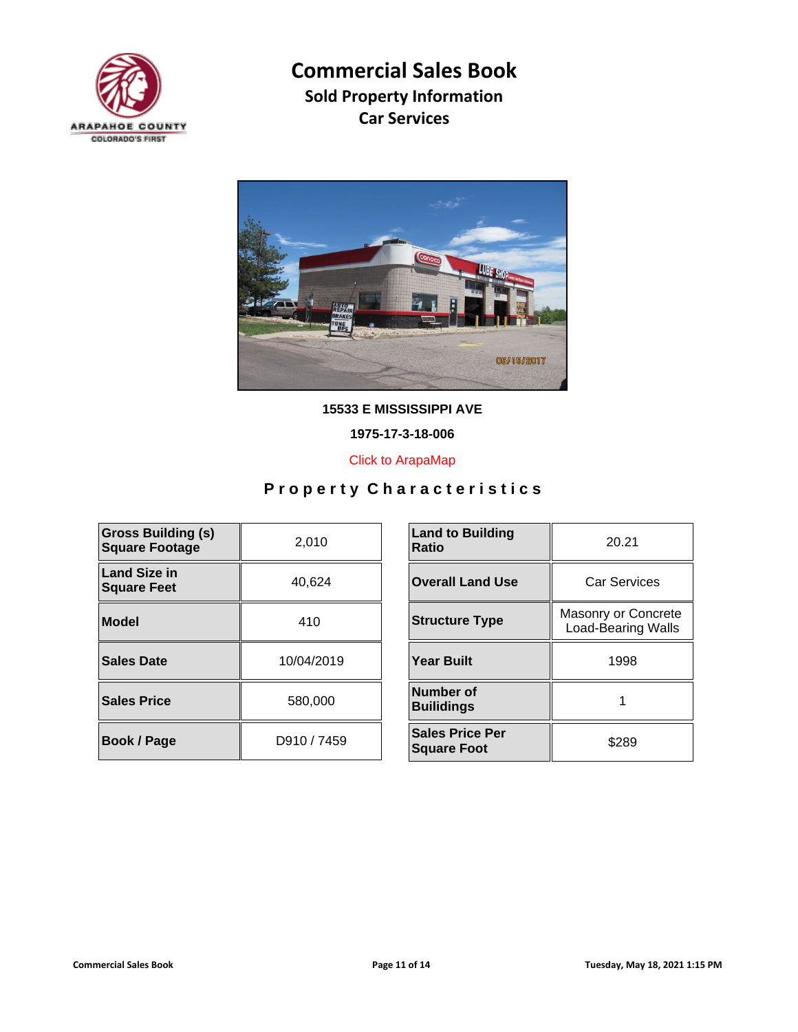# Commercial Sales Book

## Sold Property Information

## Car Services

**15533 E MISSISSIPPI AVE**

**1975-17-3-18-006**

Click to ArapaMap

## Property Characteristics

| | |
|---|---|
| **Gross Building (s) Square Footage** | 2,010 |
| **Land Size in Square Feet** | 40,624 |
| **Model** | 410 |
| **Sales Date** | 10/04/2019 |
| **Sales Price** | 580,000 |
| **Book / Page** | D910 / 7459 |

| | |
|---|---|
| **Land to Building Ratio** | 20.21 |
| **Overall Land Use** | Car Services |
| **Structure Type** | Masonry or Concrete Load-Bearing Walls |
| **Year Built** | 1998 |
| **Number of Builidings** | 1 |
| **Sales Price Per Square Foot** | $289 |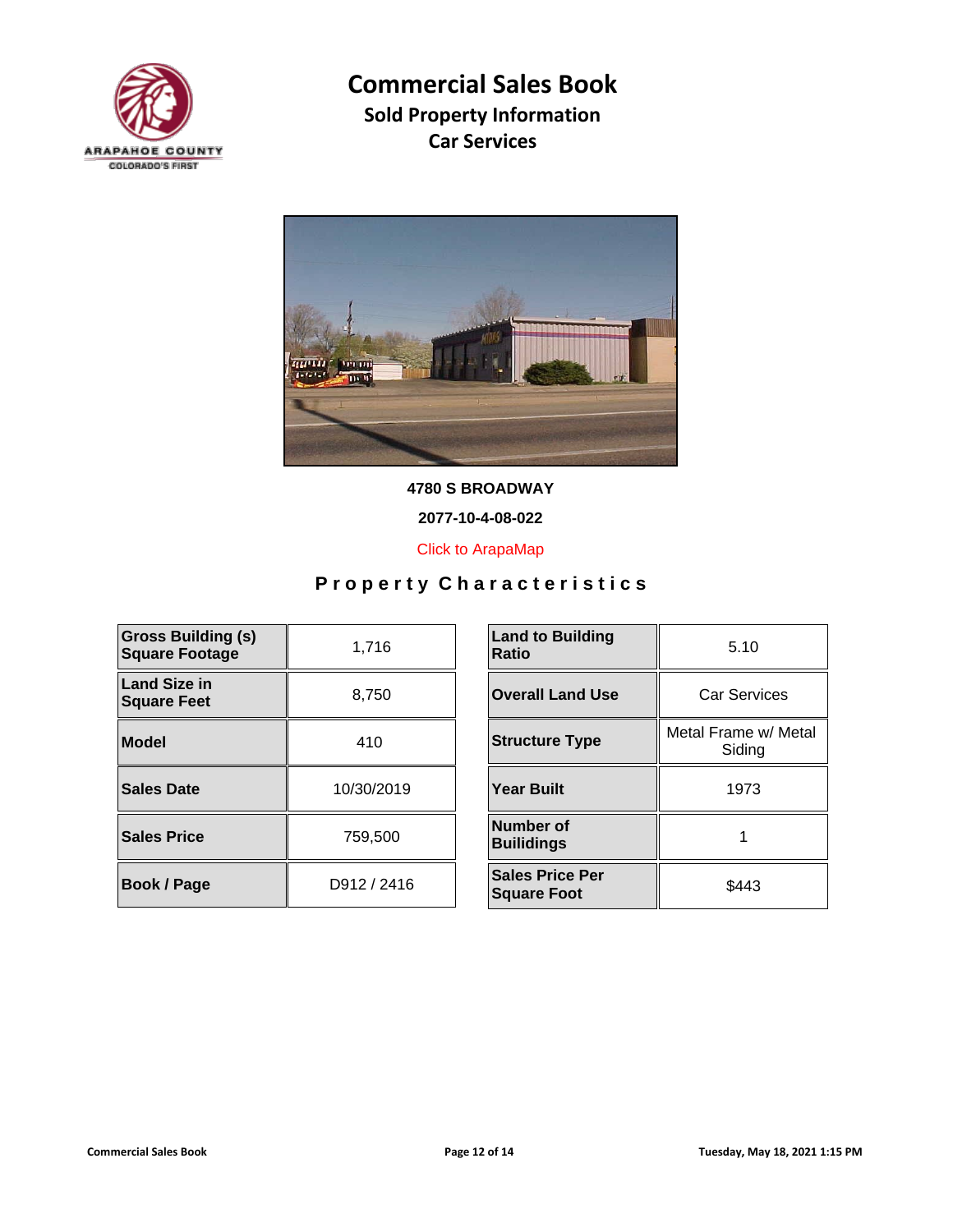# Commercial Sales Book

## Sold Property Information

## Car Services

**4780 S BROADWAY**

**2077-10-4-08-022**

Click to ArapaMap

## Property Characteristics

| Gross Building (s) Square Footage | 1,716 |
|---|---|
| Land Size in Square Feet | 8,750 |
| Model | 410 |
| Sales Date | 10/30/2019 |
| Sales Price | 759,500 |
| Book / Page | D912 / 2416 |

| Land to Building Ratio | 5.10 |
|---|---|
| Overall Land Use | Car Services |
| Structure Type | Metal Frame w/ Metal Siding |
| Year Built | 1973 |
| Number of Builidings | 1 |
| Sales Price Per Square Foot | $443 |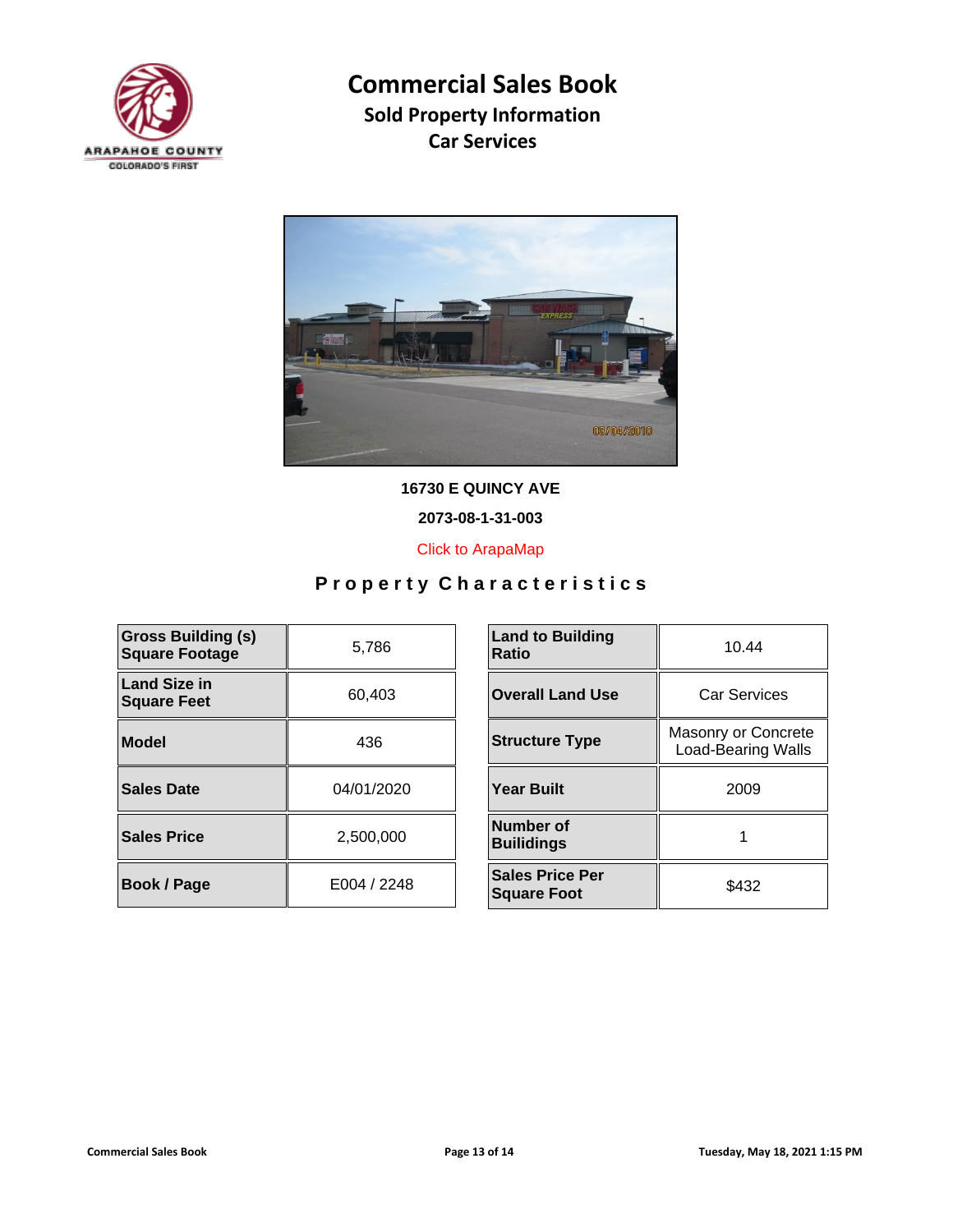# Commercial Sales Book

## Sold Property Information

## Car Services

**16730 E QUINCY AVE**

**2073-08-1-31-003**

Click to ArapaMap

## Property Characteristics

| Property Characteristic | Value |
|---|---|
| **Gross Building (s) Square Footage** | 5,786 |
| **Land Size in Square Feet** | 60,403 |
| **Model** | 436 |
| **Sales Date** | 04/01/2020 |
| **Sales Price** | 2,500,000 |
| **Book / Page** | E004 / 2248 |

| Property Characteristic | Value |
|---|---|
| **Land to Building Ratio** | 10.44 |
| **Overall Land Use** | Car Services |
| **Structure Type** | Masonry or Concrete Load-Bearing Walls |
| **Year Built** | 2009 |
| **Number of Builidings** | 1 |
| **Sales Price Per Square Foot** | $432 |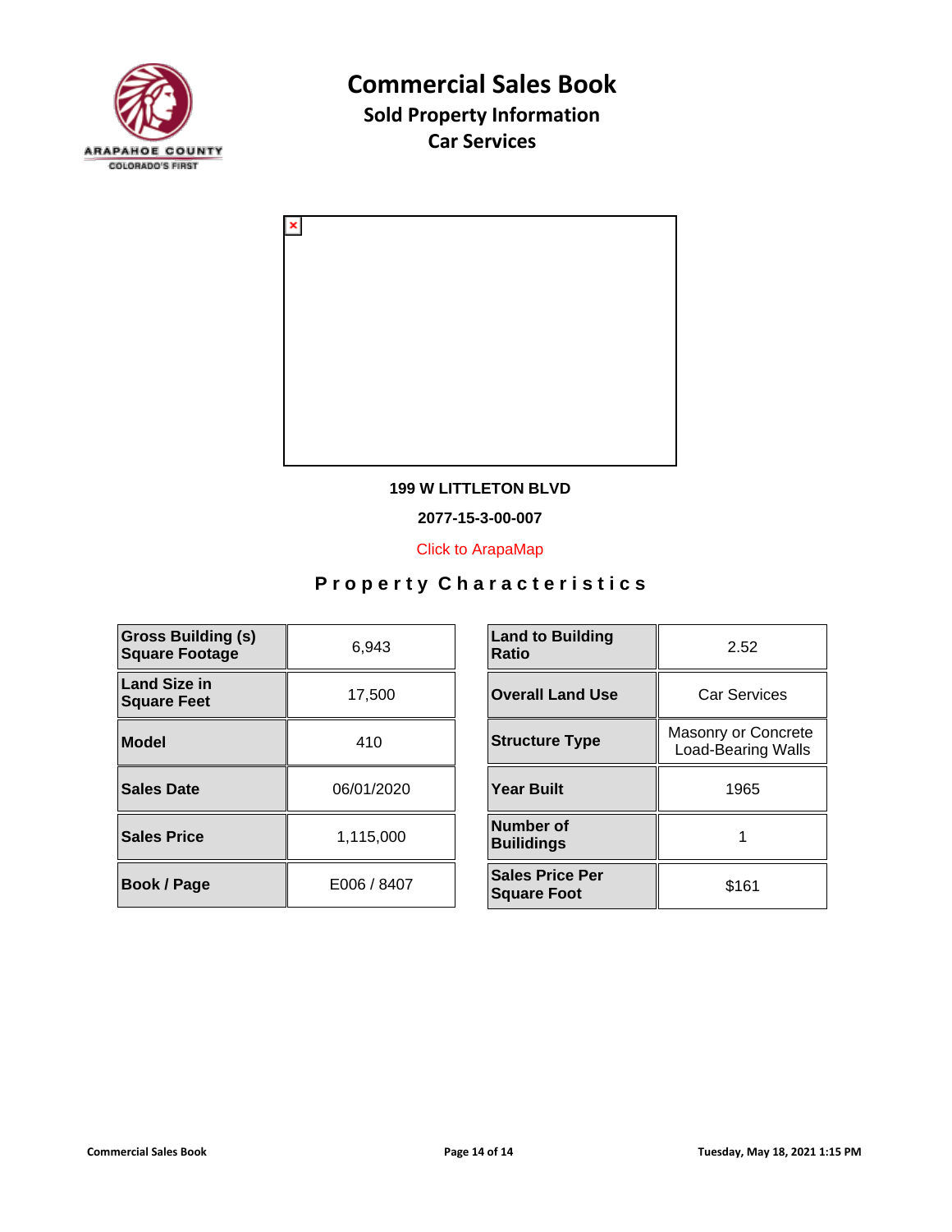# Commercial Sales Book

## Sold Property Information

## Car Services

**199 W LITTLETON BLVD**

**2077-15-3-00-007**

Click to ArapaMap

### Property Characteristics

| | |
|---|---|
| **Gross Building (s) Square Footage** | 6,943 |
| **Land Size in Square Feet** | 17,500 |
| **Model** | 410 |
| **Sales Date** | 06/01/2020 |
| **Sales Price** | 1,115,000 |
| **Book / Page** | E006 / 8407 |

| | |
|---|---|
| **Land to Building Ratio** | 2.52 |
| **Overall Land Use** | Car Services |
| **Structure Type** | Masonry or Concrete Load-Bearing Walls |
| **Year Built** | 1965 |
| **Number of Builidings** | 1 |
| **Sales Price Per Square Foot** | $161 |